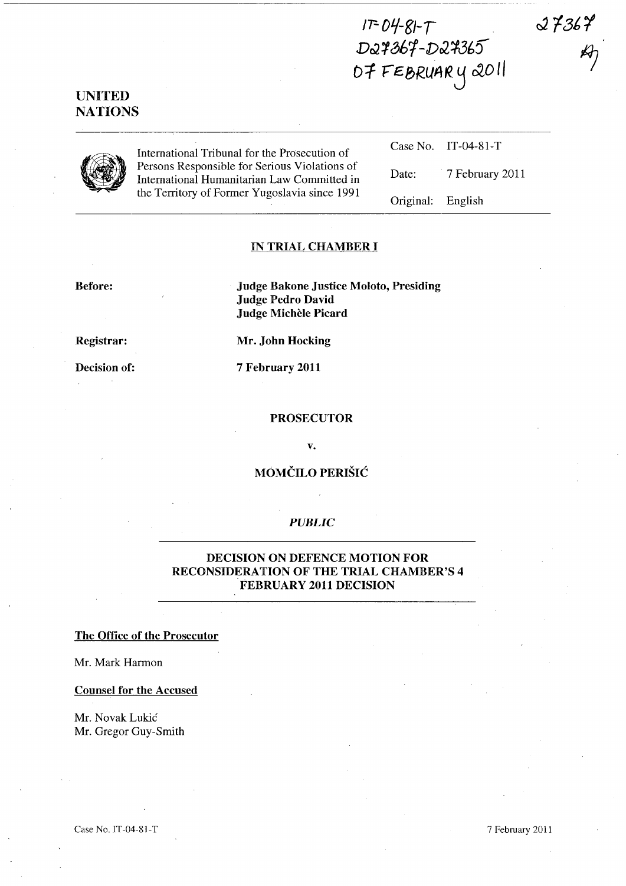IT-04-81-T
D27367-D27365
07 FEBRUARY 2011

27367

**UNITED NATIONS**

International Tribunal for the Prosecution of Persons Responsible for Serious Violations of International Humanitarian Law Committed in the Territory of Former Yugoslavia since 1991

| | |
|---|---|
| Case No. | IT-04-81-T |
| Date: | 7 February 2011 |
| Original: | English |

## IN TRIAL CHAMBER I

**Before:** **Judge Bakone Justice Moloto, Presiding**
**Judge Pedro David**
**Judge Michèle Picard**

**Registrar:** **Mr. John Hocking**

**Decision of:** **7 February 2011**

**PROSECUTOR**

**v.**

**MOMČILO PERIŠIĆ**

***PUBLIC***

## DECISION ON DEFENCE MOTION FOR RECONSIDERATION OF THE TRIAL CHAMBER'S 4 FEBRUARY 2011 DECISION

**The Office of the Prosecutor**

Mr. Mark Harmon

**Counsel for the Accused**

Mr. Novak Lukić
Mr. Gregor Guy-Smith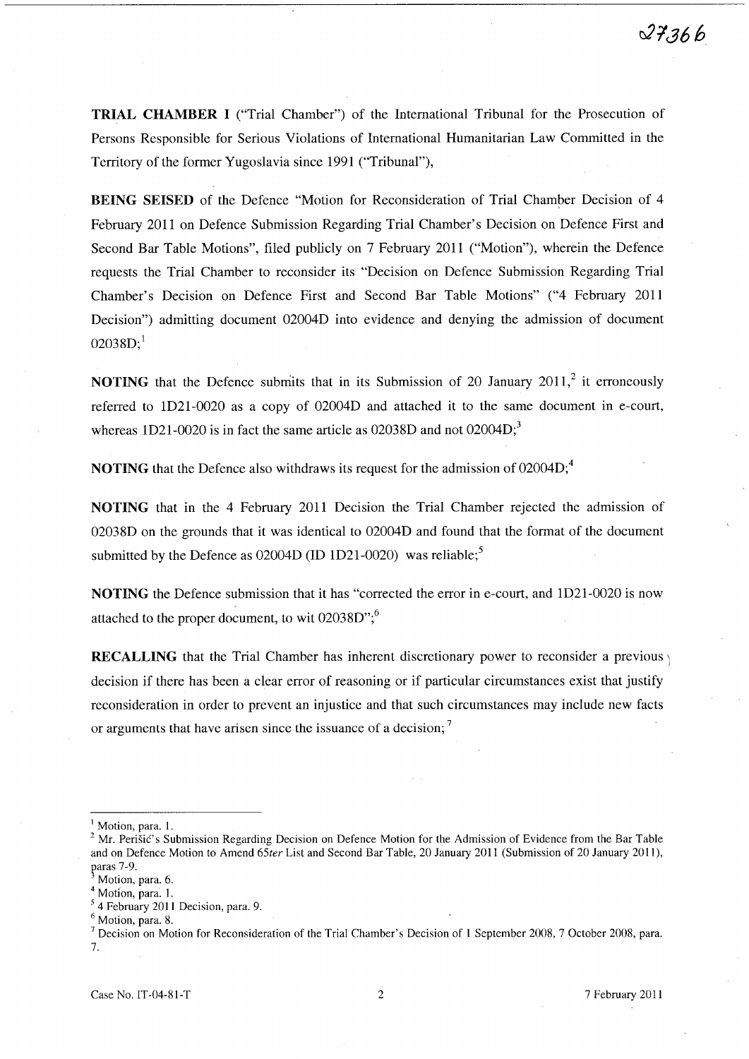**TRIAL CHAMBER I** ("Trial Chamber") of the International Tribunal for the Prosecution of Persons Responsible for Serious Violations of International Humanitarian Law Committed in the Territory of the former Yugoslavia since 1991 ("Tribunal"),

**BEING SEISED** of the Defence "Motion for Reconsideration of Trial Chamber Decision of 4 February 2011 on Defence Submission Regarding Trial Chamber's Decision on Defence First and Second Bar Table Motions", filed publicly on 7 February 2011 ("Motion"), wherein the Defence requests the Trial Chamber to reconsider its "Decision on Defence Submission Regarding Trial Chamber's Decision on Defence First and Second Bar Table Motions" ("4 February 2011 Decision") admitting document 02004D into evidence and denying the admission of document 02038D;[1]

**NOTING** that the Defence submits that in its Submission of 20 January 2011,[2] it erroneously referred to 1D21-0020 as a copy of 02004D and attached it to the same document in e-court, whereas 1D21-0020 is in fact the same article as 02038D and not 02004D;[3]

**NOTING** that the Defence also withdraws its request for the admission of 02004D;[4]

**NOTING** that in the 4 February 2011 Decision the Trial Chamber rejected the admission of 02038D on the grounds that it was identical to 02004D and found that the format of the document submitted by the Defence as 02004D (ID 1D21-0020) was reliable;[5]

**NOTING** the Defence submission that it has "corrected the error in e-court, and 1D21-0020 is now attached to the proper document, to wit 02038D";[6]

**RECALLING** that the Trial Chamber has inherent discretionary power to reconsider a previous decision if there has been a clear error of reasoning or if particular circumstances exist that justify reconsideration in order to prevent an injustice and that such circumstances may include new facts or arguments that have arisen since the issuance of a decision;[7]

---

[1] Motion, para. 1.

[2] Mr. Perišić's Submission Regarding Decision on Defence Motion for the Admission of Evidence from the Bar Table and on Defence Motion to Amend *65ter* List and Second Bar Table, 20 January 2011 (Submission of 20 January 2011), paras 7-9.

[3] Motion, para. 6.

[4] Motion, para. 1.

[5] 4 February 2011 Decision, para. 9.

[6] Motion, para. 8.

[7] Decision on Motion for Reconsideration of the Trial Chamber's Decision of 1 September 2008, 7 October 2008, para. 7.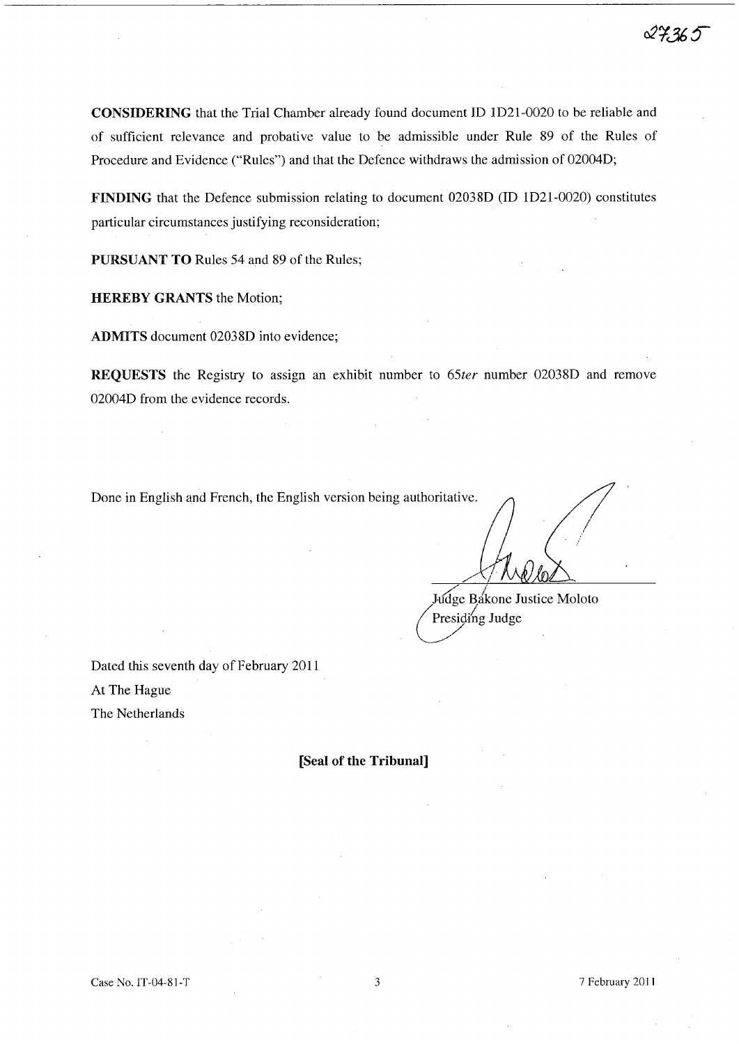**CONSIDERING** that the Trial Chamber already found document ID 1D21-0020 to be reliable and of sufficient relevance and probative value to be admissible under Rule 89 of the Rules of Procedure and Evidence ("Rules") and that the Defence withdraws the admission of 02004D;

**FINDING** that the Defence submission relating to document 02038D (ID 1D21-0020) constitutes particular circumstances justifying reconsideration;

**PURSUANT TO** Rules 54 and 89 of the Rules;

**HEREBY GRANTS** the Motion;

**ADMITS** document 02038D into evidence;

**REQUESTS** the Registry to assign an exhibit number to *65ter* number 02038D and remove 02004D from the evidence records.

Done in English and French, the English version being authoritative.

Judge Bakone Justice Moloto
Presiding Judge

Dated this seventh day of February 2011
At The Hague
The Netherlands

**[Seal of the Tribunal]**